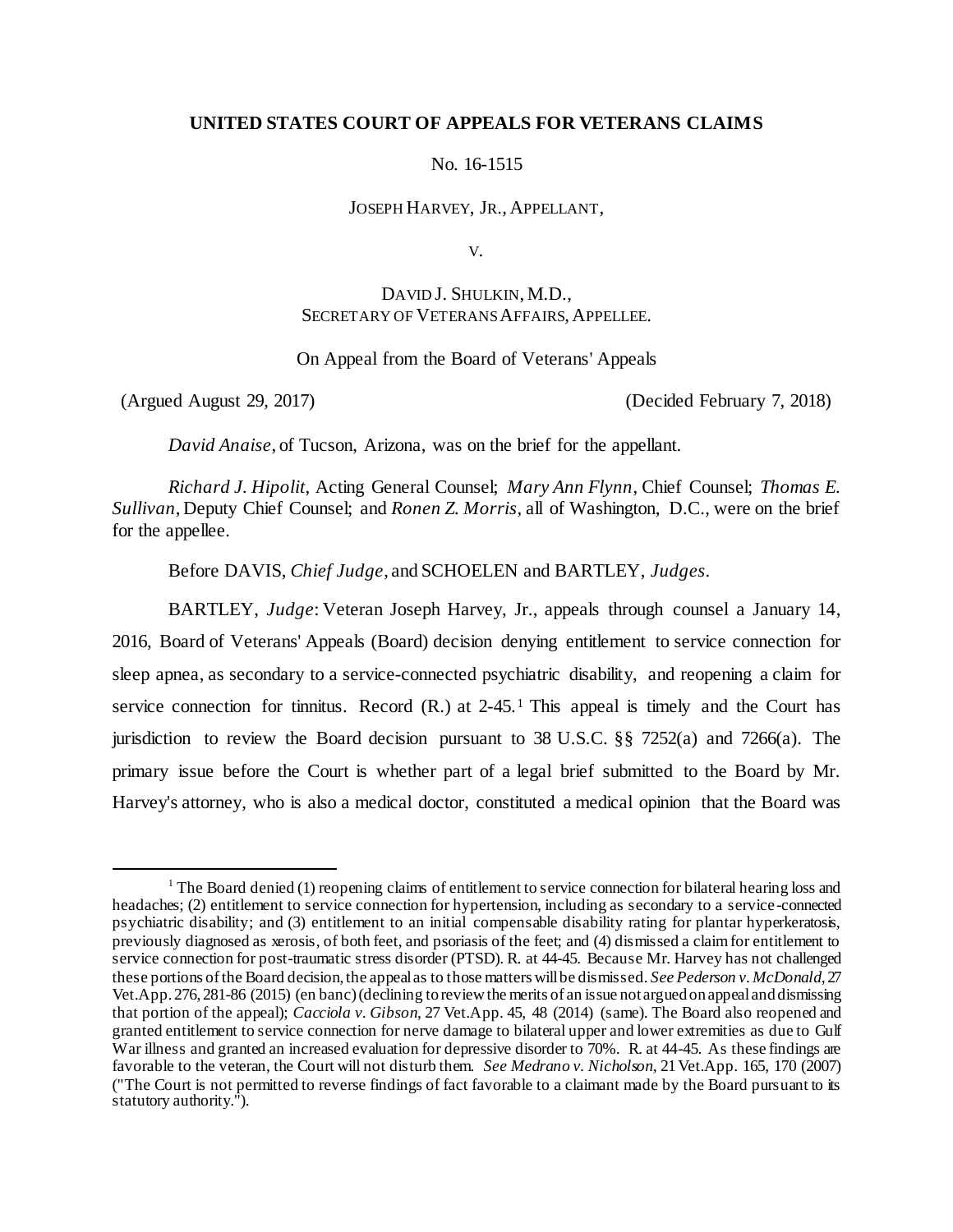**UNITED STATES COURT OF APPEALS FOR VETERANS CLAIMS**

No. 16-1515

JOSEPH HARVEY, JR., APPELLANT,

V.

DAVID J. SHULKIN, M.D.,
SECRETARY OF VETERANS AFFAIRS, APPELLEE.

On Appeal from the Board of Veterans' Appeals

(Argued August 29, 2017) (Decided February 7, 2018)

*David Anaise*, of Tucson, Arizona, was on the brief for the appellant.

*Richard J. Hipolit*, Acting General Counsel; *Mary Ann Flynn*, Chief Counsel; *Thomas E. Sullivan*, Deputy Chief Counsel; and *Ronen Z. Morris*, all of Washington, D.C., were on the brief for the appellee.

Before DAVIS, *Chief Judge*, and SCHOELEN and BARTLEY, *Judges*.

BARTLEY, *Judge*: Veteran Joseph Harvey, Jr., appeals through counsel a January 14, 2016, Board of Veterans' Appeals (Board) decision denying entitlement to service connection for sleep apnea, as secondary to a service-connected psychiatric disability, and reopening a claim for service connection for tinnitus. Record (R.) at 2-45.[1] This appeal is timely and the Court has jurisdiction to review the Board decision pursuant to 38 U.S.C. §§ 7252(a) and 7266(a). The primary issue before the Court is whether part of a legal brief submitted to the Board by Mr. Harvey's attorney, who is also a medical doctor, constituted a medical opinion that the Board was

[1] The Board denied (1) reopening claims of entitlement to service connection for bilateral hearing loss and headaches; (2) entitlement to service connection for hypertension, including as secondary to a service-connected psychiatric disability; and (3) entitlement to an initial compensable disability rating for plantar hyperkeratosis, previously diagnosed as xerosis, of both feet, and psoriasis of the feet; and (4) dismissed a claim for entitlement to service connection for post-traumatic stress disorder (PTSD). R. at 44-45. Because Mr. Harvey has not challenged these portions of the Board decision, the appeal as to those matters will be dismissed. *See Pederson v. McDonald*, 27 Vet.App. 276, 281-86 (2015) (en banc) (declining to review the merits of an issue not argued on appeal and dismissing that portion of the appeal); *Cacciola v. Gibson*, 27 Vet.App. 45, 48 (2014) (same). The Board also reopened and granted entitlement to service connection for nerve damage to bilateral upper and lower extremities as due to Gulf War illness and granted an increased evaluation for depressive disorder to 70%. R. at 44-45. As these findings are favorable to the veteran, the Court will not disturb them. *See Medrano v. Nicholson*, 21 Vet.App. 165, 170 (2007) ("The Court is not permitted to reverse findings of fact favorable to a claimant made by the Board pursuant to its statutory authority.").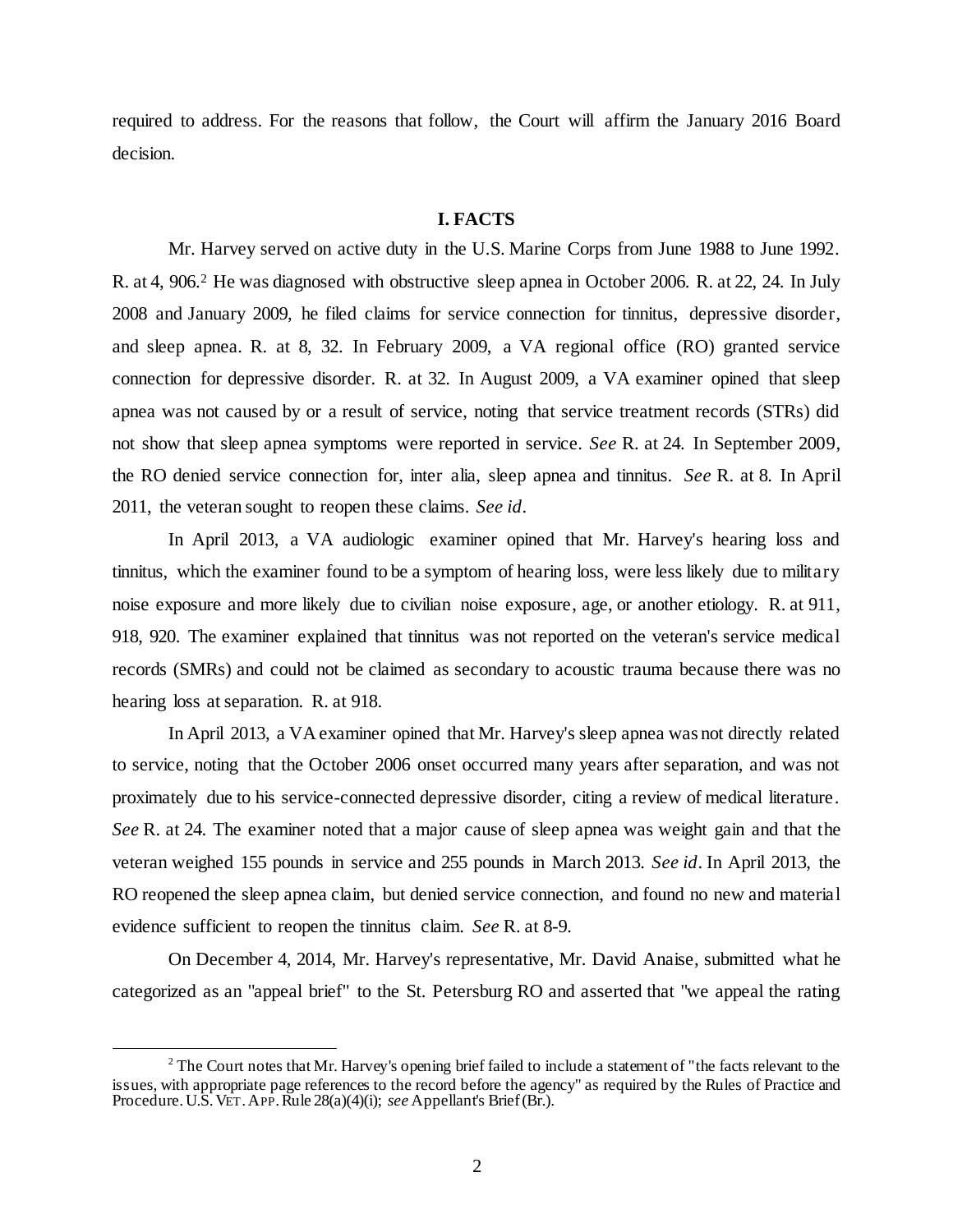required to address. For the reasons that follow, the Court will affirm the January 2016 Board decision.

## I. FACTS

Mr. Harvey served on active duty in the U.S. Marine Corps from June 1988 to June 1992. R. at 4, 906.[2] He was diagnosed with obstructive sleep apnea in October 2006. R. at 22, 24. In July 2008 and January 2009, he filed claims for service connection for tinnitus, depressive disorder, and sleep apnea. R. at 8, 32. In February 2009, a VA regional office (RO) granted service connection for depressive disorder. R. at 32. In August 2009, a VA examiner opined that sleep apnea was not caused by or a result of service, noting that service treatment records (STRs) did not show that sleep apnea symptoms were reported in service. *See* R. at 24. In September 2009, the RO denied service connection for, inter alia, sleep apnea and tinnitus. *See* R. at 8. In April 2011, the veteran sought to reopen these claims. *See id*.

In April 2013, a VA audiologic examiner opined that Mr. Harvey's hearing loss and tinnitus, which the examiner found to be a symptom of hearing loss, were less likely due to military noise exposure and more likely due to civilian noise exposure, age, or another etiology. R. at 911, 918, 920. The examiner explained that tinnitus was not reported on the veteran's service medical records (SMRs) and could not be claimed as secondary to acoustic trauma because there was no hearing loss at separation. R. at 918.

In April 2013, a VA examiner opined that Mr. Harvey's sleep apnea was not directly related to service, noting that the October 2006 onset occurred many years after separation, and was not proximately due to his service-connected depressive disorder, citing a review of medical literature. *See* R. at 24. The examiner noted that a major cause of sleep apnea was weight gain and that the veteran weighed 155 pounds in service and 255 pounds in March 2013. *See id*. In April 2013, the RO reopened the sleep apnea claim, but denied service connection, and found no new and material evidence sufficient to reopen the tinnitus claim. *See* R. at 8-9.

On December 4, 2014, Mr. Harvey's representative, Mr. David Anaise, submitted what he categorized as an "appeal brief" to the St. Petersburg RO and asserted that "we appeal the rating

---

[2] The Court notes that Mr. Harvey's opening brief failed to include a statement of "the facts relevant to the issues, with appropriate page references to the record before the agency" as required by the Rules of Practice and Procedure. U.S. VET. APP. Rule 28(a)(4)(i); *see* Appellant's Brief (Br.).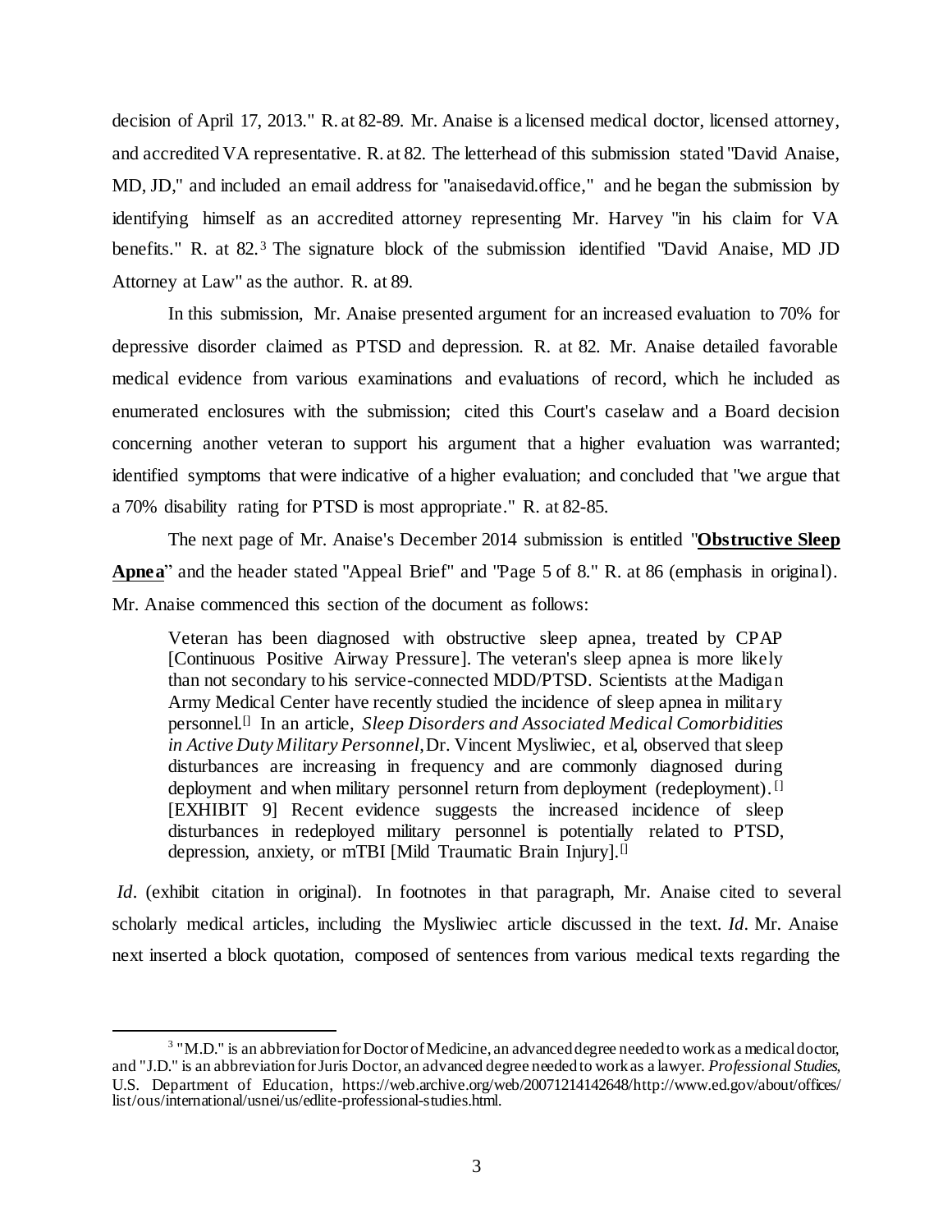decision of April 17, 2013." R. at 82-89. Mr. Anaise is a licensed medical doctor, licensed attorney, and accredited VA representative. R. at 82. The letterhead of this submission stated "David Anaise, MD, JD," and included an email address for "anaisedavid.office," and he began the submission by identifying himself as an accredited attorney representing Mr. Harvey "in his claim for VA benefits." R. at 82.[3] The signature block of the submission identified "David Anaise, MD JD Attorney at Law" as the author. R. at 89.

In this submission, Mr. Anaise presented argument for an increased evaluation to 70% for depressive disorder claimed as PTSD and depression. R. at 82. Mr. Anaise detailed favorable medical evidence from various examinations and evaluations of record, which he included as enumerated enclosures with the submission; cited this Court's caselaw and a Board decision concerning another veteran to support his argument that a higher evaluation was warranted; identified symptoms that were indicative of a higher evaluation; and concluded that "we argue that a 70% disability rating for PTSD is most appropriate." R. at 82-85.

The next page of Mr. Anaise's December 2014 submission is entitled "**Obstructive Sleep Apnea**" and the header stated "Appeal Brief" and "Page 5 of 8." R. at 86 (emphasis in original). Mr. Anaise commenced this section of the document as follows:

> Veteran has been diagnosed with obstructive sleep apnea, treated by CPAP [Continuous Positive Airway Pressure]. The veteran's sleep apnea is more likely than not secondary to his service-connected MDD/PTSD. Scientists at the Madigan Army Medical Center have recently studied the incidence of sleep apnea in military personnel.[] In an article, *Sleep Disorders and Associated Medical Comorbidities in Active Duty Military Personnel*, Dr. Vincent Mysliwiec, et al, observed that sleep disturbances are increasing in frequency and are commonly diagnosed during deployment and when military personnel return from deployment (redeployment).[] [EXHIBIT 9] Recent evidence suggests the increased incidence of sleep disturbances in redeployed military personnel is potentially related to PTSD, depression, anxiety, or mTBI [Mild Traumatic Brain Injury].[]

*Id*. (exhibit citation in original). In footnotes in that paragraph, Mr. Anaise cited to several scholarly medical articles, including the Mysliwiec article discussed in the text. *Id*. Mr. Anaise next inserted a block quotation, composed of sentences from various medical texts regarding the

[3] "M.D." is an abbreviation for Doctor of Medicine, an advanced degree needed to work as a medical doctor, and "J.D." is an abbreviation for Juris Doctor, an advanced degree needed to work as a lawyer. *Professional Studies*, U.S. Department of Education, https://web.archive.org/web/20071214142648/http://www.ed.gov/about/offices/list/ous/international/usnei/us/edlite-professional-studies.html.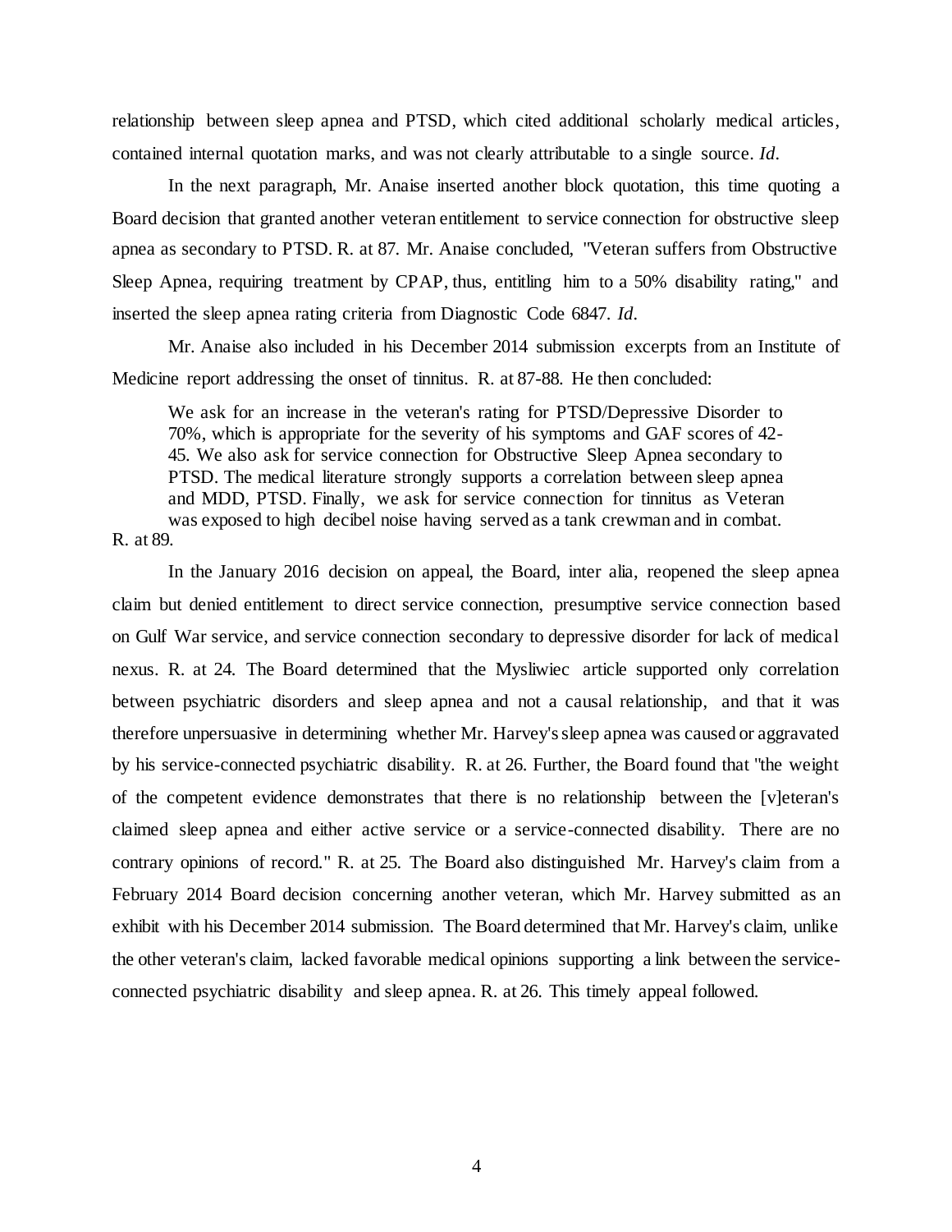relationship between sleep apnea and PTSD, which cited additional scholarly medical articles, contained internal quotation marks, and was not clearly attributable to a single source. *Id*.

In the next paragraph, Mr. Anaise inserted another block quotation, this time quoting a Board decision that granted another veteran entitlement to service connection for obstructive sleep apnea as secondary to PTSD. R. at 87. Mr. Anaise concluded, "Veteran suffers from Obstructive Sleep Apnea, requiring treatment by CPAP, thus, entitling him to a 50% disability rating," and inserted the sleep apnea rating criteria from Diagnostic Code 6847. *Id*.

Mr. Anaise also included in his December 2014 submission excerpts from an Institute of Medicine report addressing the onset of tinnitus. R. at 87-88. He then concluded:

> We ask for an increase in the veteran's rating for PTSD/Depressive Disorder to 70%, which is appropriate for the severity of his symptoms and GAF scores of 42-45. We also ask for service connection for Obstructive Sleep Apnea secondary to PTSD. The medical literature strongly supports a correlation between sleep apnea and MDD, PTSD. Finally, we ask for service connection for tinnitus as Veteran was exposed to high decibel noise having served as a tank crewman and in combat.

R. at 89.

In the January 2016 decision on appeal, the Board, inter alia, reopened the sleep apnea claim but denied entitlement to direct service connection, presumptive service connection based on Gulf War service, and service connection secondary to depressive disorder for lack of medical nexus. R. at 24. The Board determined that the Mysliwiec article supported only correlation between psychiatric disorders and sleep apnea and not a causal relationship, and that it was therefore unpersuasive in determining whether Mr. Harvey's sleep apnea was caused or aggravated by his service-connected psychiatric disability. R. at 26. Further, the Board found that "the weight of the competent evidence demonstrates that there is no relationship between the [v]eteran's claimed sleep apnea and either active service or a service-connected disability. There are no contrary opinions of record." R. at 25. The Board also distinguished Mr. Harvey's claim from a February 2014 Board decision concerning another veteran, which Mr. Harvey submitted as an exhibit with his December 2014 submission. The Board determined that Mr. Harvey's claim, unlike the other veteran's claim, lacked favorable medical opinions supporting a link between the service-connected psychiatric disability and sleep apnea. R. at 26. This timely appeal followed.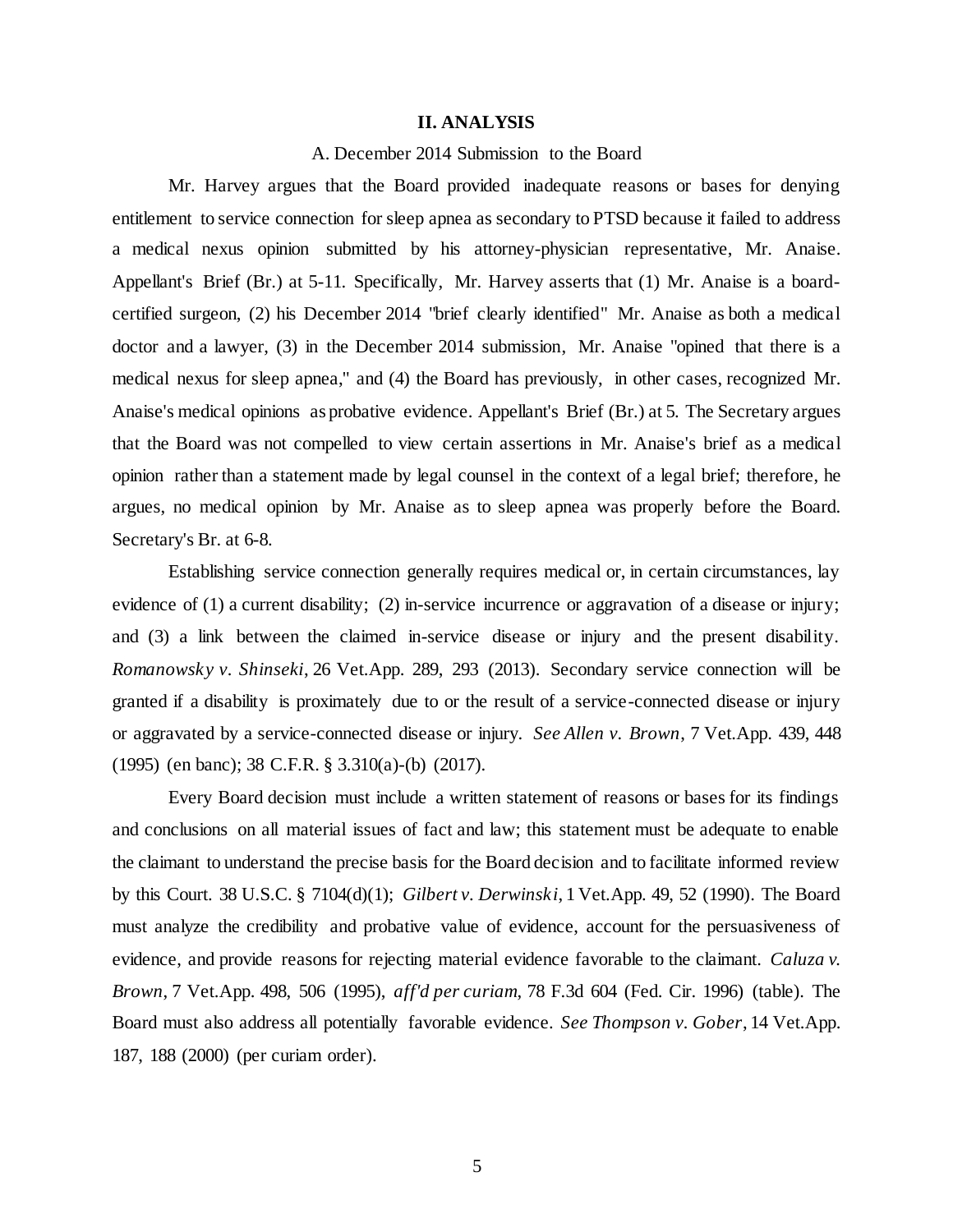## II. ANALYSIS

### A. December 2014 Submission to the Board

Mr. Harvey argues that the Board provided inadequate reasons or bases for denying entitlement to service connection for sleep apnea as secondary to PTSD because it failed to address a medical nexus opinion submitted by his attorney-physician representative, Mr. Anaise. Appellant's Brief (Br.) at 5-11. Specifically, Mr. Harvey asserts that (1) Mr. Anaise is a board-certified surgeon, (2) his December 2014 "brief clearly identified" Mr. Anaise as both a medical doctor and a lawyer, (3) in the December 2014 submission, Mr. Anaise "opined that there is a medical nexus for sleep apnea," and (4) the Board has previously, in other cases, recognized Mr. Anaise's medical opinions as probative evidence. Appellant's Brief (Br.) at 5. The Secretary argues that the Board was not compelled to view certain assertions in Mr. Anaise's brief as a medical opinion rather than a statement made by legal counsel in the context of a legal brief; therefore, he argues, no medical opinion by Mr. Anaise as to sleep apnea was properly before the Board. Secretary's Br. at 6-8.

Establishing service connection generally requires medical or, in certain circumstances, lay evidence of (1) a current disability; (2) in-service incurrence or aggravation of a disease or injury; and (3) a link between the claimed in-service disease or injury and the present disability. *Romanowsky v. Shinseki*, 26 Vet.App. 289, 293 (2013). Secondary service connection will be granted if a disability is proximately due to or the result of a service-connected disease or injury or aggravated by a service-connected disease or injury. *See Allen v. Brown*, 7 Vet.App. 439, 448 (1995) (en banc); 38 C.F.R. § 3.310(a)-(b) (2017).

Every Board decision must include a written statement of reasons or bases for its findings and conclusions on all material issues of fact and law; this statement must be adequate to enable the claimant to understand the precise basis for the Board decision and to facilitate informed review by this Court. 38 U.S.C. § 7104(d)(1); *Gilbert v. Derwinski*, 1 Vet.App. 49, 52 (1990). The Board must analyze the credibility and probative value of evidence, account for the persuasiveness of evidence, and provide reasons for rejecting material evidence favorable to the claimant. *Caluza v. Brown*, 7 Vet.App. 498, 506 (1995), *aff'd per curiam*, 78 F.3d 604 (Fed. Cir. 1996) (table). The Board must also address all potentially favorable evidence. *See Thompson v. Gober*, 14 Vet.App. 187, 188 (2000) (per curiam order).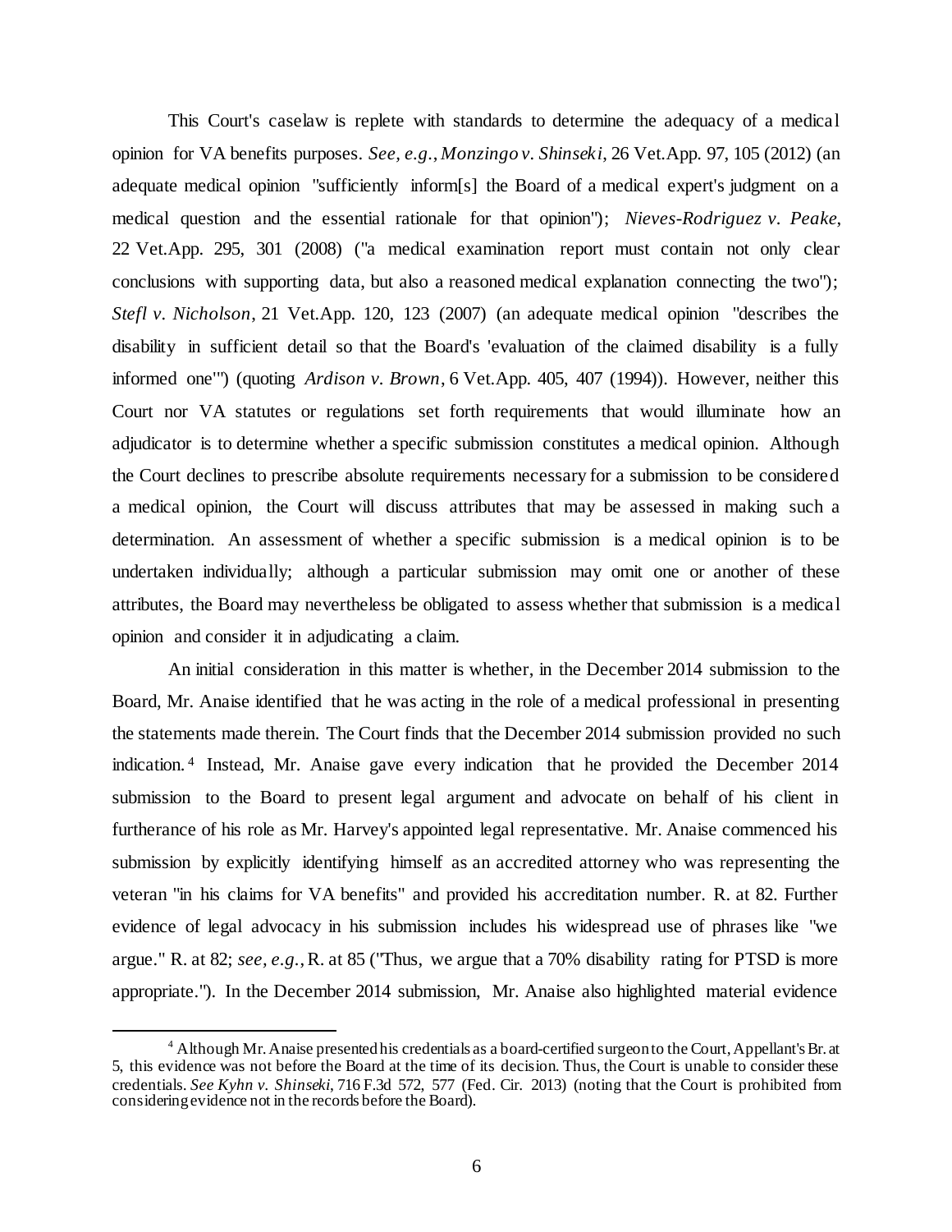This Court's caselaw is replete with standards to determine the adequacy of a medical opinion for VA benefits purposes. *See, e.g.*, *Monzingo v. Shinseki*, 26 Vet.App. 97, 105 (2012) (an adequate medical opinion "sufficiently inform[s] the Board of a medical expert's judgment on a medical question and the essential rationale for that opinion"); *Nieves-Rodriguez v. Peake*, 22 Vet.App. 295, 301 (2008) ("a medical examination report must contain not only clear conclusions with supporting data, but also a reasoned medical explanation connecting the two"); *Stefl v. Nicholson*, 21 Vet.App. 120, 123 (2007) (an adequate medical opinion "describes the disability in sufficient detail so that the Board's 'evaluation of the claimed disability is a fully informed one'") (quoting *Ardison v. Brown*, 6 Vet.App. 405, 407 (1994)). However, neither this Court nor VA statutes or regulations set forth requirements that would illuminate how an adjudicator is to determine whether a specific submission constitutes a medical opinion. Although the Court declines to prescribe absolute requirements necessary for a submission to be considered a medical opinion, the Court will discuss attributes that may be assessed in making such a determination. An assessment of whether a specific submission is a medical opinion is to be undertaken individually; although a particular submission may omit one or another of these attributes, the Board may nevertheless be obligated to assess whether that submission is a medical opinion and consider it in adjudicating a claim.

An initial consideration in this matter is whether, in the December 2014 submission to the Board, Mr. Anaise identified that he was acting in the role of a medical professional in presenting the statements made therein. The Court finds that the December 2014 submission provided no such indication.[4] Instead, Mr. Anaise gave every indication that he provided the December 2014 submission to the Board to present legal argument and advocate on behalf of his client in furtherance of his role as Mr. Harvey's appointed legal representative. Mr. Anaise commenced his submission by explicitly identifying himself as an accredited attorney who was representing the veteran "in his claims for VA benefits" and provided his accreditation number. R. at 82. Further evidence of legal advocacy in his submission includes his widespread use of phrases like "we argue." R. at 82; *see, e.g.*, R. at 85 ("Thus, we argue that a 70% disability rating for PTSD is more appropriate."). In the December 2014 submission, Mr. Anaise also highlighted material evidence

[4] Although Mr. Anaise presented his credentials as a board-certified surgeon to the Court, Appellant's Br. at 5, this evidence was not before the Board at the time of its decision. Thus, the Court is unable to consider these credentials. *See Kyhn v. Shinseki*, 716 F.3d 572, 577 (Fed. Cir. 2013) (noting that the Court is prohibited from considering evidence not in the records before the Board).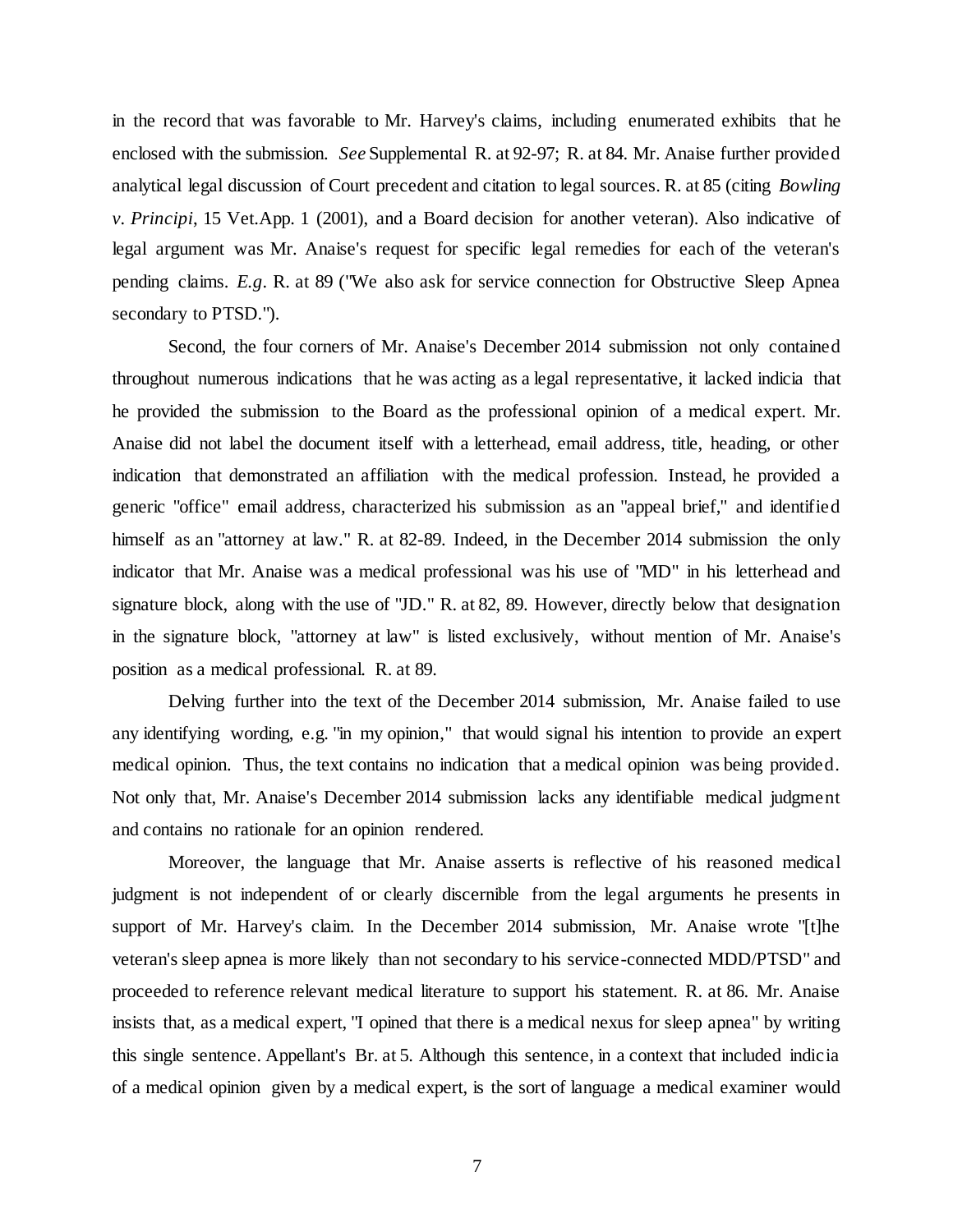in the record that was favorable to Mr. Harvey's claims, including enumerated exhibits that he enclosed with the submission. *See* Supplemental R. at 92-97; R. at 84. Mr. Anaise further provided analytical legal discussion of Court precedent and citation to legal sources. R. at 85 (citing *Bowling v. Principi*, 15 Vet.App. 1 (2001), and a Board decision for another veteran). Also indicative of legal argument was Mr. Anaise's request for specific legal remedies for each of the veteran's pending claims. *E.g.* R. at 89 ("We also ask for service connection for Obstructive Sleep Apnea secondary to PTSD.").

Second, the four corners of Mr. Anaise's December 2014 submission not only contained throughout numerous indications that he was acting as a legal representative, it lacked indicia that he provided the submission to the Board as the professional opinion of a medical expert. Mr. Anaise did not label the document itself with a letterhead, email address, title, heading, or other indication that demonstrated an affiliation with the medical profession. Instead, he provided a generic "office" email address, characterized his submission as an "appeal brief," and identified himself as an "attorney at law." R. at 82-89. Indeed, in the December 2014 submission the only indicator that Mr. Anaise was a medical professional was his use of "MD" in his letterhead and signature block, along with the use of "JD." R. at 82, 89. However, directly below that designation in the signature block, "attorney at law" is listed exclusively, without mention of Mr. Anaise's position as a medical professional. R. at 89.

Delving further into the text of the December 2014 submission, Mr. Anaise failed to use any identifying wording, e.g. "in my opinion," that would signal his intention to provide an expert medical opinion. Thus, the text contains no indication that a medical opinion was being provided. Not only that, Mr. Anaise's December 2014 submission lacks any identifiable medical judgment and contains no rationale for an opinion rendered.

Moreover, the language that Mr. Anaise asserts is reflective of his reasoned medical judgment is not independent of or clearly discernible from the legal arguments he presents in support of Mr. Harvey's claim. In the December 2014 submission, Mr. Anaise wrote "[t]he veteran's sleep apnea is more likely than not secondary to his service-connected MDD/PTSD" and proceeded to reference relevant medical literature to support his statement. R. at 86. Mr. Anaise insists that, as a medical expert, "I opined that there is a medical nexus for sleep apnea" by writing this single sentence. Appellant's Br. at 5. Although this sentence, in a context that included indicia of a medical opinion given by a medical expert, is the sort of language a medical examiner would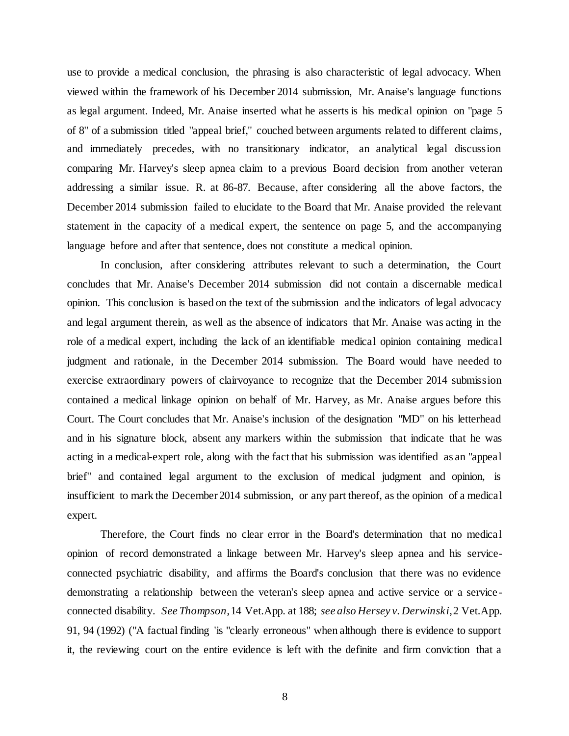use to provide a medical conclusion, the phrasing is also characteristic of legal advocacy. When viewed within the framework of his December 2014 submission, Mr. Anaise's language functions as legal argument. Indeed, Mr. Anaise inserted what he asserts is his medical opinion on "page 5 of 8" of a submission titled "appeal brief," couched between arguments related to different claims, and immediately precedes, with no transitionary indicator, an analytical legal discussion comparing Mr. Harvey's sleep apnea claim to a previous Board decision from another veteran addressing a similar issue. R. at 86-87. Because, after considering all the above factors, the December 2014 submission failed to elucidate to the Board that Mr. Anaise provided the relevant statement in the capacity of a medical expert, the sentence on page 5, and the accompanying language before and after that sentence, does not constitute a medical opinion.

In conclusion, after considering attributes relevant to such a determination, the Court concludes that Mr. Anaise's December 2014 submission did not contain a discernable medical opinion. This conclusion is based on the text of the submission and the indicators of legal advocacy and legal argument therein, as well as the absence of indicators that Mr. Anaise was acting in the role of a medical expert, including the lack of an identifiable medical opinion containing medical judgment and rationale, in the December 2014 submission. The Board would have needed to exercise extraordinary powers of clairvoyance to recognize that the December 2014 submission contained a medical linkage opinion on behalf of Mr. Harvey, as Mr. Anaise argues before this Court. The Court concludes that Mr. Anaise's inclusion of the designation "MD" on his letterhead and in his signature block, absent any markers within the submission that indicate that he was acting in a medical-expert role, along with the fact that his submission was identified as an "appeal brief" and contained legal argument to the exclusion of medical judgment and opinion, is insufficient to mark the December 2014 submission, or any part thereof, as the opinion of a medical expert.

Therefore, the Court finds no clear error in the Board's determination that no medical opinion of record demonstrated a linkage between Mr. Harvey's sleep apnea and his service-connected psychiatric disability, and affirms the Board's conclusion that there was no evidence demonstrating a relationship between the veteran's sleep apnea and active service or a service-connected disability. *See Thompson*, 14 Vet.App. at 188; *see also Hersey v. Derwinski*, 2 Vet.App. 91, 94 (1992) ("A factual finding 'is "clearly erroneous" when although there is evidence to support it, the reviewing court on the entire evidence is left with the definite and firm conviction that a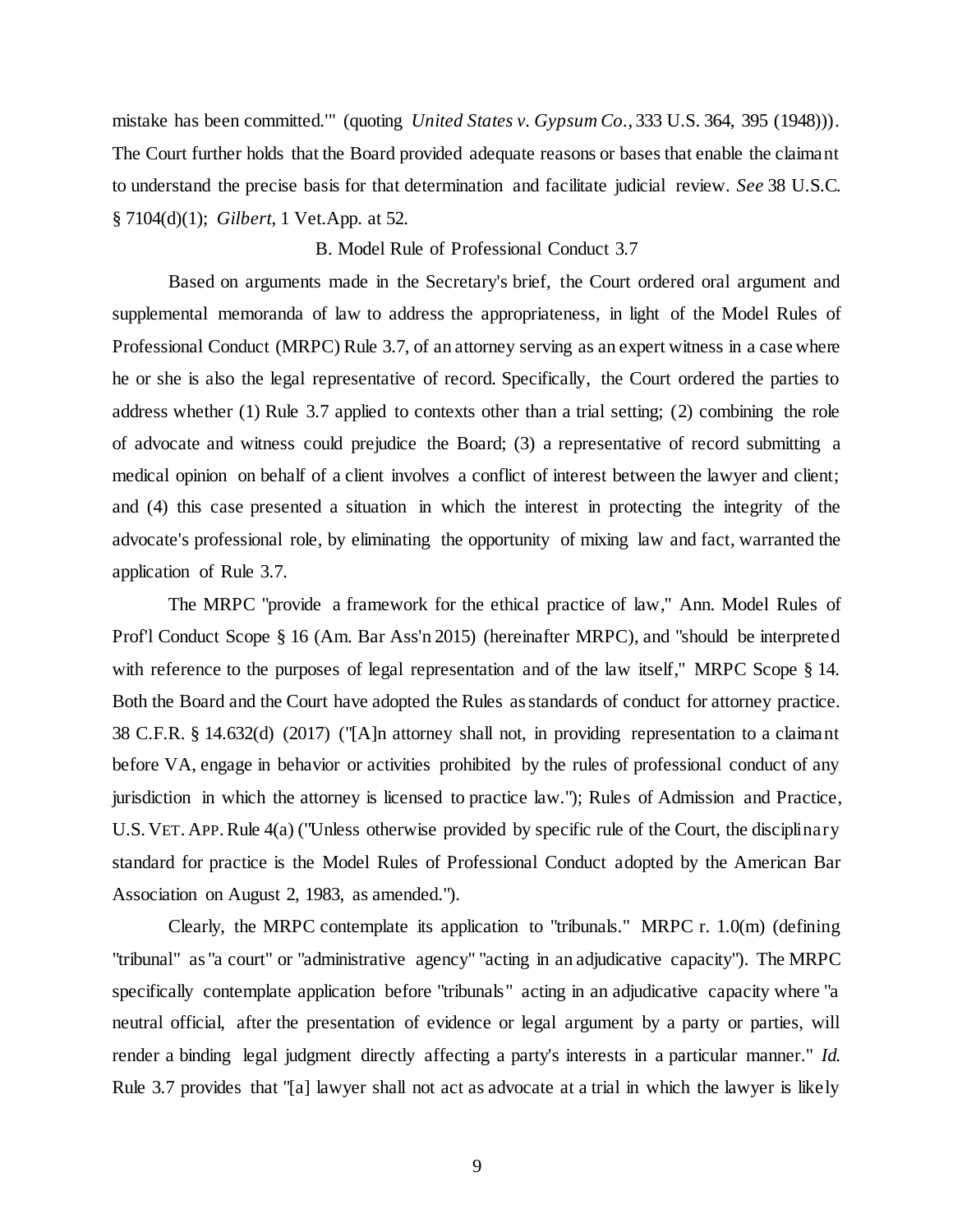mistake has been committed.'" (quoting *United States v. Gypsum Co.*, 333 U.S. 364, 395 (1948))). The Court further holds that the Board provided adequate reasons or bases that enable the claimant to understand the precise basis for that determination and facilitate judicial review. *See* 38 U.S.C. § 7104(d)(1); *Gilbert*, 1 Vet.App. at 52.

### B. Model Rule of Professional Conduct 3.7

Based on arguments made in the Secretary's brief, the Court ordered oral argument and supplemental memoranda of law to address the appropriateness, in light of the Model Rules of Professional Conduct (MRPC) Rule 3.7, of an attorney serving as an expert witness in a case where he or she is also the legal representative of record. Specifically, the Court ordered the parties to address whether (1) Rule 3.7 applied to contexts other than a trial setting; (2) combining the role of advocate and witness could prejudice the Board; (3) a representative of record submitting a medical opinion on behalf of a client involves a conflict of interest between the lawyer and client; and (4) this case presented a situation in which the interest in protecting the integrity of the advocate's professional role, by eliminating the opportunity of mixing law and fact, warranted the application of Rule 3.7.

The MRPC "provide a framework for the ethical practice of law," Ann. Model Rules of Prof'l Conduct Scope § 16 (Am. Bar Ass'n 2015) (hereinafter MRPC), and "should be interpreted with reference to the purposes of legal representation and of the law itself," MRPC Scope § 14. Both the Board and the Court have adopted the Rules as standards of conduct for attorney practice. 38 C.F.R. § 14.632(d) (2017) ("[A]n attorney shall not, in providing representation to a claimant before VA, engage in behavior or activities prohibited by the rules of professional conduct of any jurisdiction in which the attorney is licensed to practice law."); Rules of Admission and Practice, U.S. VET. APP. Rule 4(a) ("Unless otherwise provided by specific rule of the Court, the disciplinary standard for practice is the Model Rules of Professional Conduct adopted by the American Bar Association on August 2, 1983, as amended.").

Clearly, the MRPC contemplate its application to "tribunals." MRPC r. 1.0(m) (defining "tribunal" as "a court" or "administrative agency" "acting in an adjudicative capacity"). The MRPC specifically contemplate application before "tribunals" acting in an adjudicative capacity where "a neutral official, after the presentation of evidence or legal argument by a party or parties, will render a binding legal judgment directly affecting a party's interests in a particular manner." *Id.* Rule 3.7 provides that "[a] lawyer shall not act as advocate at a trial in which the lawyer is likely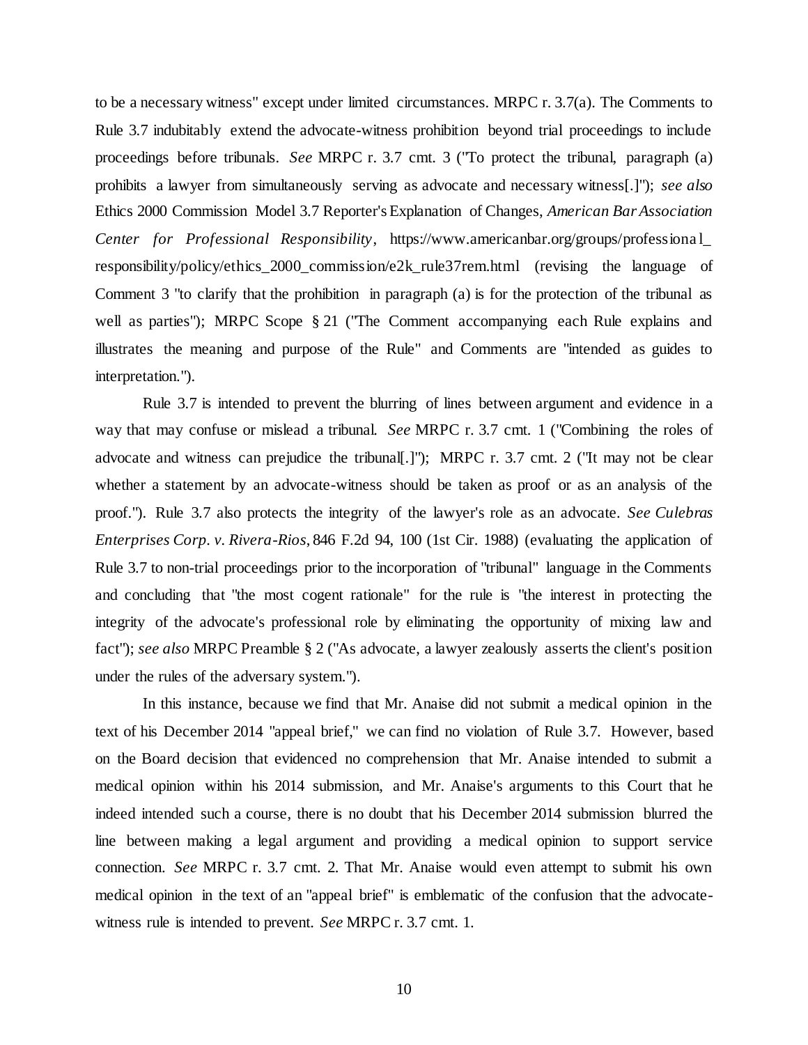to be a necessary witness" except under limited circumstances. MRPC r. 3.7(a). The Comments to Rule 3.7 indubitably extend the advocate-witness prohibition beyond trial proceedings to include proceedings before tribunals. *See* MRPC r. 3.7 cmt. 3 ("To protect the tribunal, paragraph (a) prohibits a lawyer from simultaneously serving as advocate and necessary witness[.]"); *see also* Ethics 2000 Commission Model 3.7 Reporter's Explanation of Changes, *American Bar Association Center for Professional Responsibility*, https://www.americanbar.org/groups/professional_responsibility/policy/ethics_2000_commission/e2k_rule37rem.html (revising the language of Comment 3 "to clarify that the prohibition in paragraph (a) is for the protection of the tribunal as well as parties"); MRPC Scope § 21 ("The Comment accompanying each Rule explains and illustrates the meaning and purpose of the Rule" and Comments are "intended as guides to interpretation.").

Rule 3.7 is intended to prevent the blurring of lines between argument and evidence in a way that may confuse or mislead a tribunal. *See* MRPC r. 3.7 cmt. 1 ("Combining the roles of advocate and witness can prejudice the tribunal[.]"); MRPC r. 3.7 cmt. 2 ("It may not be clear whether a statement by an advocate-witness should be taken as proof or as an analysis of the proof."). Rule 3.7 also protects the integrity of the lawyer's role as an advocate. *See Culebras Enterprises Corp. v. Rivera-Rios*, 846 F.2d 94, 100 (1st Cir. 1988) (evaluating the application of Rule 3.7 to non-trial proceedings prior to the incorporation of "tribunal" language in the Comments and concluding that "the most cogent rationale" for the rule is "the interest in protecting the integrity of the advocate's professional role by eliminating the opportunity of mixing law and fact"); *see also* MRPC Preamble § 2 ("As advocate, a lawyer zealously asserts the client's position under the rules of the adversary system.").

In this instance, because we find that Mr. Anaise did not submit a medical opinion in the text of his December 2014 "appeal brief," we can find no violation of Rule 3.7. However, based on the Board decision that evidenced no comprehension that Mr. Anaise intended to submit a medical opinion within his 2014 submission, and Mr. Anaise's arguments to this Court that he indeed intended such a course, there is no doubt that his December 2014 submission blurred the line between making a legal argument and providing a medical opinion to support service connection. *See* MRPC r. 3.7 cmt. 2. That Mr. Anaise would even attempt to submit his own medical opinion in the text of an "appeal brief" is emblematic of the confusion that the advocate-witness rule is intended to prevent. *See* MRPC r. 3.7 cmt. 1.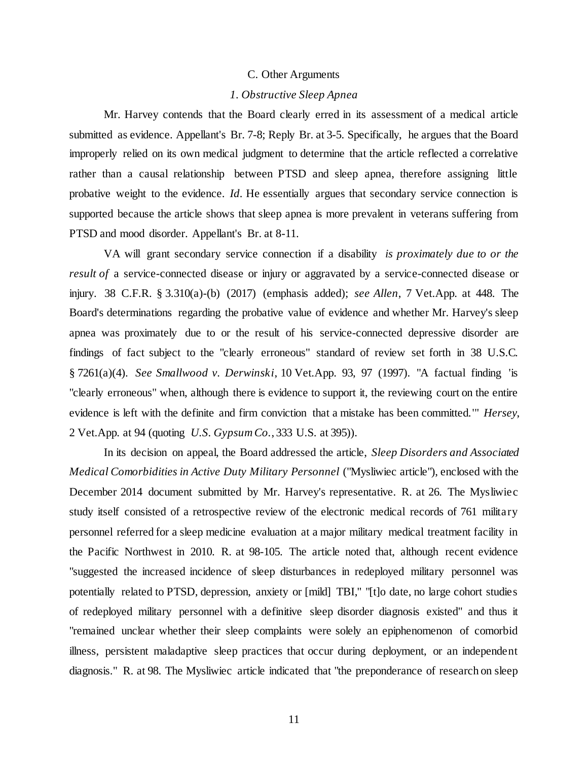### C. Other Arguments

#### *1. Obstructive Sleep Apnea*

Mr. Harvey contends that the Board clearly erred in its assessment of a medical article submitted as evidence. Appellant's Br. 7-8; Reply Br. at 3-5. Specifically, he argues that the Board improperly relied on its own medical judgment to determine that the article reflected a correlative rather than a causal relationship between PTSD and sleep apnea, therefore assigning little probative weight to the evidence. *Id*. He essentially argues that secondary service connection is supported because the article shows that sleep apnea is more prevalent in veterans suffering from PTSD and mood disorder. Appellant's Br. at 8-11.

VA will grant secondary service connection if a disability *is proximately due to or the result of* a service-connected disease or injury or aggravated by a service-connected disease or injury. 38 C.F.R. § 3.310(a)-(b) (2017) (emphasis added); *see Allen*, 7 Vet.App. at 448. The Board's determinations regarding the probative value of evidence and whether Mr. Harvey's sleep apnea was proximately due to or the result of his service-connected depressive disorder are findings of fact subject to the "clearly erroneous" standard of review set forth in 38 U.S.C. § 7261(a)(4). *See Smallwood v. Derwinski*, 10 Vet.App. 93, 97 (1997). "A factual finding 'is "clearly erroneous" when, although there is evidence to support it, the reviewing court on the entire evidence is left with the definite and firm conviction that a mistake has been committed.'" *Hersey*, 2 Vet.App. at 94 (quoting *U.S. Gypsum Co.*, 333 U.S. at 395)).

In its decision on appeal, the Board addressed the article, *Sleep Disorders and Associated Medical Comorbidities in Active Duty Military Personnel* ("Mysliwiec article"), enclosed with the December 2014 document submitted by Mr. Harvey's representative. R. at 26. The Mysliwiec study itself consisted of a retrospective review of the electronic medical records of 761 military personnel referred for a sleep medicine evaluation at a major military medical treatment facility in the Pacific Northwest in 2010. R. at 98-105. The article noted that, although recent evidence "suggested the increased incidence of sleep disturbances in redeployed military personnel was potentially related to PTSD, depression, anxiety or [mild] TBI," "[t]o date, no large cohort studies of redeployed military personnel with a definitive sleep disorder diagnosis existed" and thus it "remained unclear whether their sleep complaints were solely an epiphenomenon of comorbid illness, persistent maladaptive sleep practices that occur during deployment, or an independent diagnosis." R. at 98. The Mysliwiec article indicated that "the preponderance of research on sleep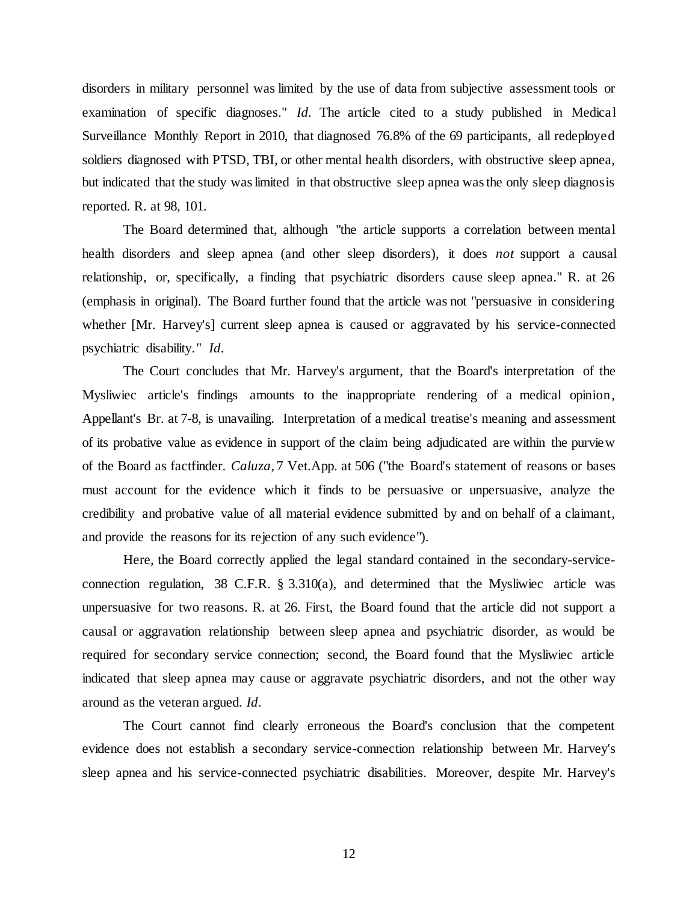disorders in military personnel was limited by the use of data from subjective assessment tools or examination of specific diagnoses." *Id*. The article cited to a study published in Medical Surveillance Monthly Report in 2010, that diagnosed 76.8% of the 69 participants, all redeployed soldiers diagnosed with PTSD, TBI, or other mental health disorders, with obstructive sleep apnea, but indicated that the study was limited in that obstructive sleep apnea was the only sleep diagnosis reported. R. at 98, 101.

The Board determined that, although "the article supports a correlation between mental health disorders and sleep apnea (and other sleep disorders), it does *not* support a causal relationship, or, specifically, a finding that psychiatric disorders cause sleep apnea." R. at 26 (emphasis in original). The Board further found that the article was not "persuasive in considering whether [Mr. Harvey's] current sleep apnea is caused or aggravated by his service-connected psychiatric disability." *Id*.

The Court concludes that Mr. Harvey's argument, that the Board's interpretation of the Mysliwiec article's findings amounts to the inappropriate rendering of a medical opinion, Appellant's Br. at 7-8, is unavailing. Interpretation of a medical treatise's meaning and assessment of its probative value as evidence in support of the claim being adjudicated are within the purview of the Board as factfinder. *Caluza*, 7 Vet.App. at 506 ("the Board's statement of reasons or bases must account for the evidence which it finds to be persuasive or unpersuasive, analyze the credibility and probative value of all material evidence submitted by and on behalf of a claimant, and provide the reasons for its rejection of any such evidence").

Here, the Board correctly applied the legal standard contained in the secondary-service-connection regulation, 38 C.F.R. § 3.310(a), and determined that the Mysliwiec article was unpersuasive for two reasons. R. at 26. First, the Board found that the article did not support a causal or aggravation relationship between sleep apnea and psychiatric disorder, as would be required for secondary service connection; second, the Board found that the Mysliwiec article indicated that sleep apnea may cause or aggravate psychiatric disorders, and not the other way around as the veteran argued. *Id*.

The Court cannot find clearly erroneous the Board's conclusion that the competent evidence does not establish a secondary service-connection relationship between Mr. Harvey's sleep apnea and his service-connected psychiatric disabilities. Moreover, despite Mr. Harvey's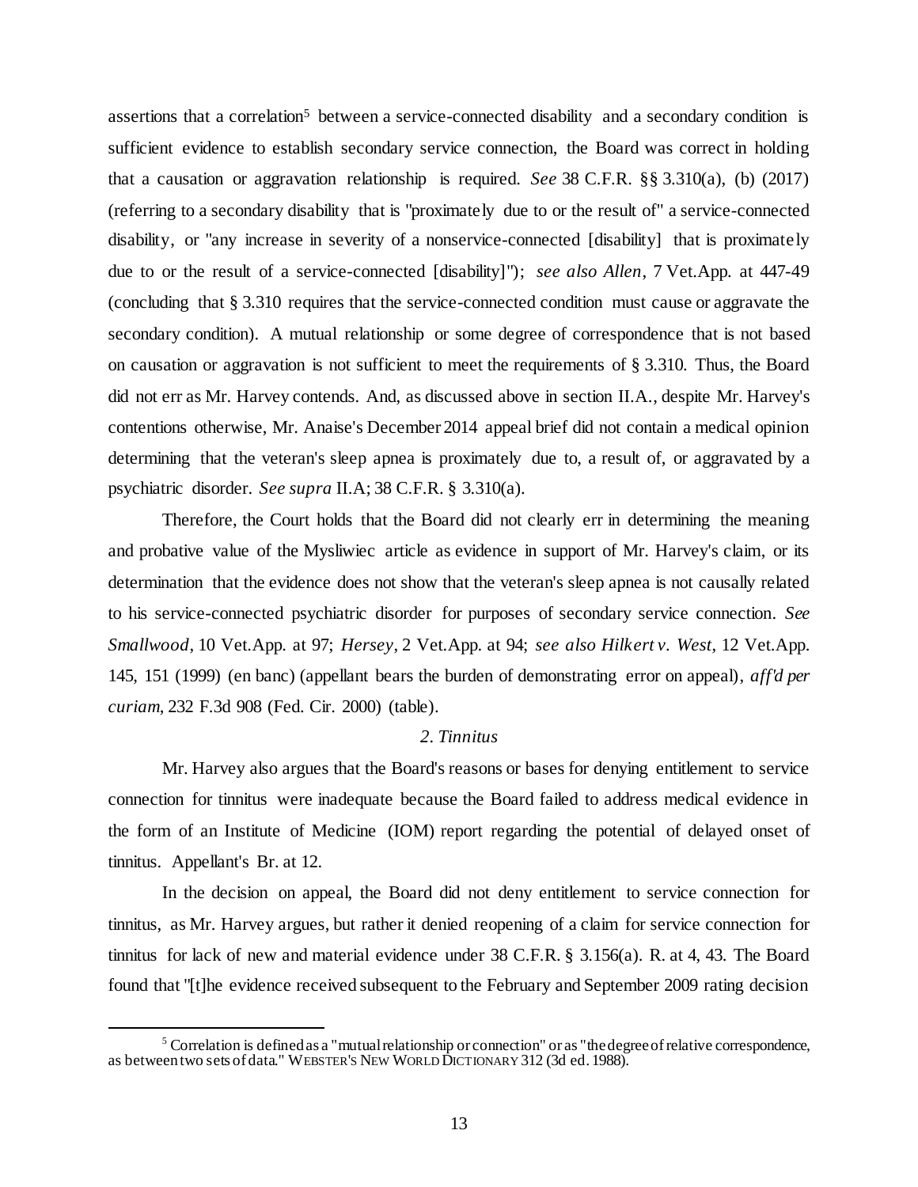assertions that a correlation[5] between a service-connected disability and a secondary condition is sufficient evidence to establish secondary service connection, the Board was correct in holding that a causation or aggravation relationship is required. *See* 38 C.F.R. §§ 3.310(a), (b) (2017) (referring to a secondary disability that is "proximately due to or the result of" a service-connected disability, or "any increase in severity of a nonservice-connected [disability] that is proximately due to or the result of a service-connected [disability]"); *see also Allen*, 7 Vet.App. at 447-49 (concluding that § 3.310 requires that the service-connected condition must cause or aggravate the secondary condition). A mutual relationship or some degree of correspondence that is not based on causation or aggravation is not sufficient to meet the requirements of § 3.310. Thus, the Board did not err as Mr. Harvey contends. And, as discussed above in section II.A., despite Mr. Harvey's contentions otherwise, Mr. Anaise's December 2014 appeal brief did not contain a medical opinion determining that the veteran's sleep apnea is proximately due to, a result of, or aggravated by a psychiatric disorder. *See supra* II.A; 38 C.F.R. § 3.310(a).

Therefore, the Court holds that the Board did not clearly err in determining the meaning and probative value of the Mysliwiec article as evidence in support of Mr. Harvey's claim, or its determination that the evidence does not show that the veteran's sleep apnea is not causally related to his service-connected psychiatric disorder for purposes of secondary service connection. *See Smallwood*, 10 Vet.App. at 97; *Hersey*, 2 Vet.App. at 94; *see also Hilkert v. West*, 12 Vet.App. 145, 151 (1999) (en banc) (appellant bears the burden of demonstrating error on appeal), *aff'd per curiam*, 232 F.3d 908 (Fed. Cir. 2000) (table).

*2. Tinnitus*

Mr. Harvey also argues that the Board's reasons or bases for denying entitlement to service connection for tinnitus were inadequate because the Board failed to address medical evidence in the form of an Institute of Medicine (IOM) report regarding the potential of delayed onset of tinnitus. Appellant's Br. at 12.

In the decision on appeal, the Board did not deny entitlement to service connection for tinnitus, as Mr. Harvey argues, but rather it denied reopening of a claim for service connection for tinnitus for lack of new and material evidence under 38 C.F.R. § 3.156(a). R. at 4, 43. The Board found that "[t]he evidence received subsequent to the February and September 2009 rating decision

---

[5] Correlation is defined as a "mutual relationship or connection" or as "the degree of relative correspondence, as between two sets of data." WEBSTER'S NEW WORLD DICTIONARY 312 (3d ed. 1988).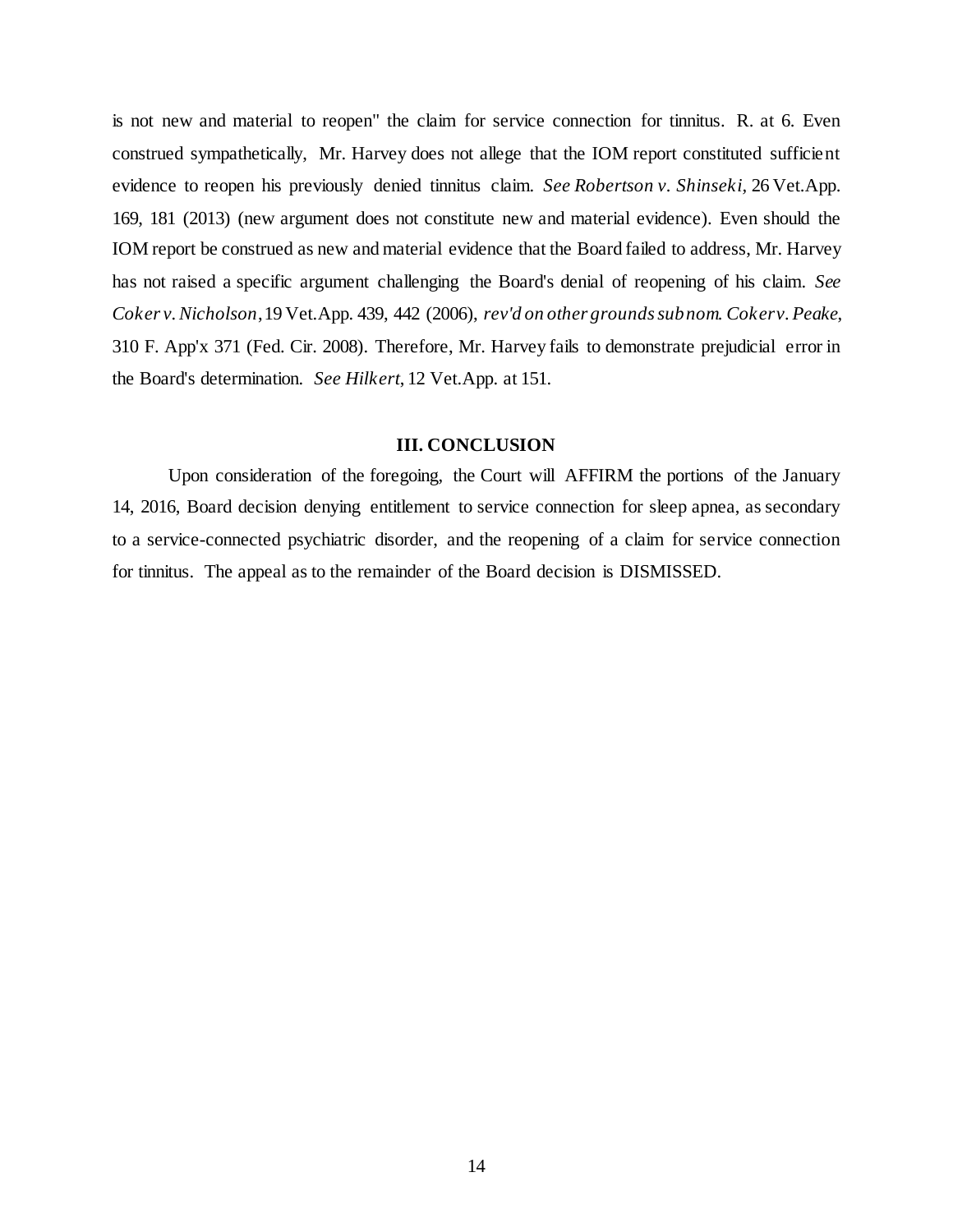is not new and material to reopen" the claim for service connection for tinnitus. R. at 6. Even construed sympathetically, Mr. Harvey does not allege that the IOM report constituted sufficient evidence to reopen his previously denied tinnitus claim. *See Robertson v. Shinseki*, 26 Vet.App. 169, 181 (2013) (new argument does not constitute new and material evidence). Even should the IOM report be construed as new and material evidence that the Board failed to address, Mr. Harvey has not raised a specific argument challenging the Board's denial of reopening of his claim. *See Coker v. Nicholson*, 19 Vet.App. 439, 442 (2006), *rev'd on other grounds sub nom. Coker v. Peake*, 310 F. App'x 371 (Fed. Cir. 2008). Therefore, Mr. Harvey fails to demonstrate prejudicial error in the Board's determination. *See Hilkert*, 12 Vet.App. at 151.

## III. CONCLUSION

Upon consideration of the foregoing, the Court will AFFIRM the portions of the January 14, 2016, Board decision denying entitlement to service connection for sleep apnea, as secondary to a service-connected psychiatric disorder, and the reopening of a claim for service connection for tinnitus. The appeal as to the remainder of the Board decision is DISMISSED.